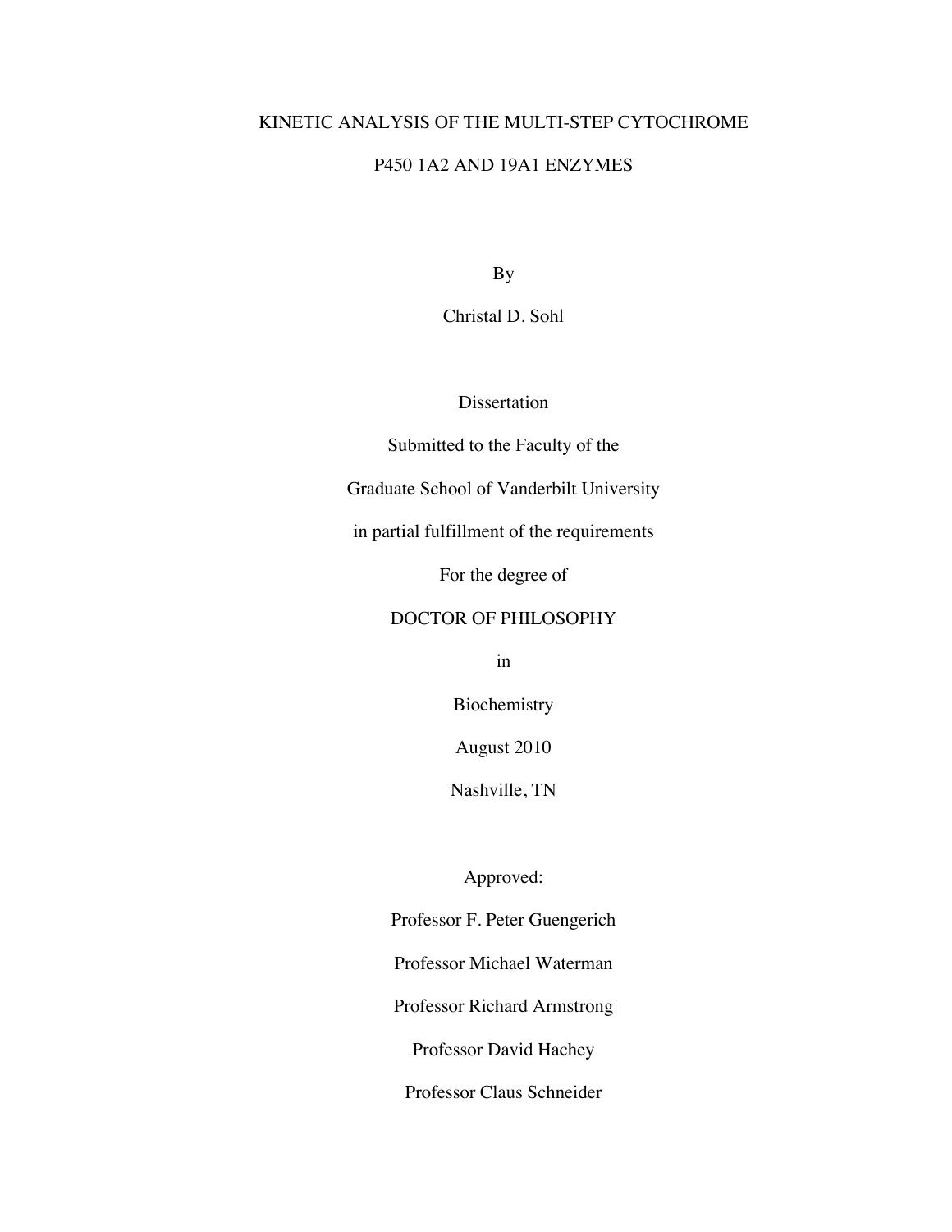# KINETIC ANALYSIS OF THE MULTI-STEP CYTOCHROME P450 1A2 AND 19A1 ENZYMES

By

Christal D. Sohl

Dissertation

Submitted to the Faculty of the

Graduate School of Vanderbilt University

in partial fulfillment of the requirements

For the degree of

DOCTOR OF PHILOSOPHY

in

Biochemistry

August 2010

Nashville, TN

Approved:

Professor F. Peter Guengerich

Professor Michael Waterman

Professor Richard Armstrong

Professor David Hachey

Professor Claus Schneider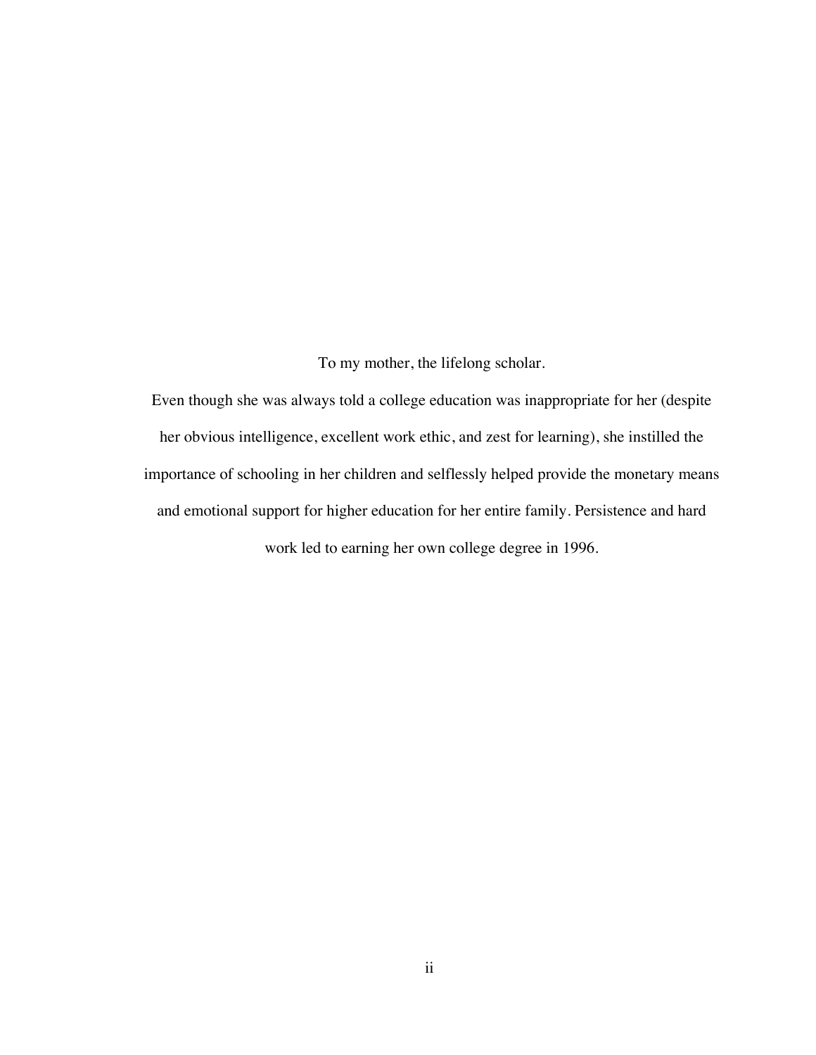To my mother, the lifelong scholar.

Even though she was always told a college education was inappropriate for her (despite her obvious intelligence, excellent work ethic, and zest for learning), she instilled the importance of schooling in her children and selflessly helped provide the monetary means and emotional support for higher education for her entire family. Persistence and hard work led to earning her own college degree in 1996.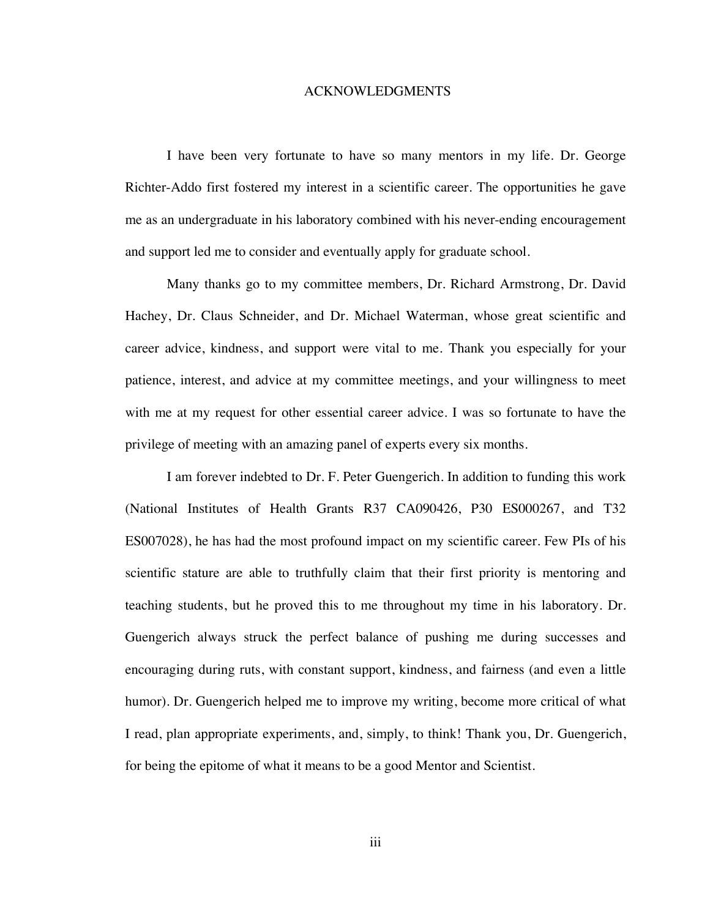# ACKNOWLEDGMENTS

I have been very fortunate to have so many mentors in my life. Dr. George Richter-Addo first fostered my interest in a scientific career. The opportunities he gave me as an undergraduate in his laboratory combined with his never-ending encouragement and support led me to consider and eventually apply for graduate school.

Many thanks go to my committee members, Dr. Richard Armstrong, Dr. David Hachey, Dr. Claus Schneider, and Dr. Michael Waterman, whose great scientific and career advice, kindness, and support were vital to me. Thank you especially for your patience, interest, and advice at my committee meetings, and your willingness to meet with me at my request for other essential career advice. I was so fortunate to have the privilege of meeting with an amazing panel of experts every six months.

I am forever indebted to Dr. F. Peter Guengerich. In addition to funding this work (National Institutes of Health Grants R37 CA090426, P30 ES000267, and T32 ES007028), he has had the most profound impact on my scientific career. Few PIs of his scientific stature are able to truthfully claim that their first priority is mentoring and teaching students, but he proved this to me throughout my time in his laboratory. Dr. Guengerich always struck the perfect balance of pushing me during successes and encouraging during ruts, with constant support, kindness, and fairness (and even a little humor). Dr. Guengerich helped me to improve my writing, become more critical of what I read, plan appropriate experiments, and, simply, to think! Thank you, Dr. Guengerich, for being the epitome of what it means to be a good Mentor and Scientist.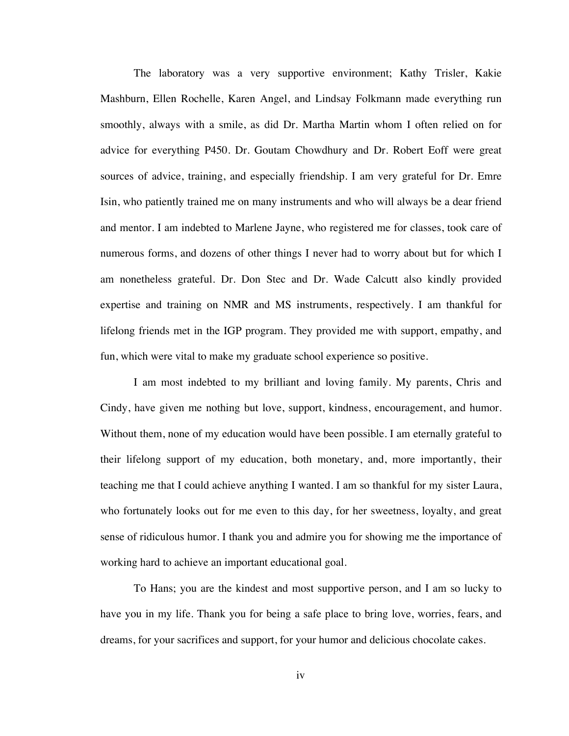The laboratory was a very supportive environment; Kathy Trisler, Kakie Mashburn, Ellen Rochelle, Karen Angel, and Lindsay Folkmann made everything run smoothly, always with a smile, as did Dr. Martha Martin whom I often relied on for advice for everything P450. Dr. Goutam Chowdhury and Dr. Robert Eoff were great sources of advice, training, and especially friendship. I am very grateful for Dr. Emre Isin, who patiently trained me on many instruments and who will always be a dear friend and mentor. I am indebted to Marlene Jayne, who registered me for classes, took care of numerous forms, and dozens of other things I never had to worry about but for which I am nonetheless grateful. Dr. Don Stec and Dr. Wade Calcutt also kindly provided expertise and training on NMR and MS instruments, respectively. I am thankful for lifelong friends met in the IGP program. They provided me with support, empathy, and fun, which were vital to make my graduate school experience so positive.

I am most indebted to my brilliant and loving family. My parents, Chris and Cindy, have given me nothing but love, support, kindness, encouragement, and humor. Without them, none of my education would have been possible. I am eternally grateful to their lifelong support of my education, both monetary, and, more importantly, their teaching me that I could achieve anything I wanted. I am so thankful for my sister Laura, who fortunately looks out for me even to this day, for her sweetness, loyalty, and great sense of ridiculous humor. I thank you and admire you for showing me the importance of working hard to achieve an important educational goal.

To Hans; you are the kindest and most supportive person, and I am so lucky to have you in my life. Thank you for being a safe place to bring love, worries, fears, and dreams, for your sacrifices and support, for your humor and delicious chocolate cakes.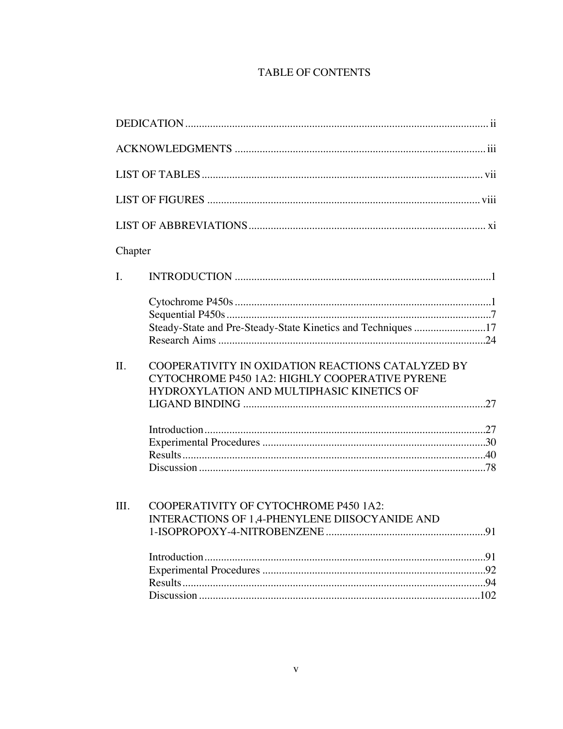# TABLE OF CONTENTS

DEDICATION ..... ii

ACKNOWLEDGMENTS ..... iii

LIST OF TABLES ..... vii

LIST OF FIGURES ..... viii

LIST OF ABBREVIATIONS ..... xi

Chapter

I. INTRODUCTION ..... 1

- Cytochrome P450s ..... 1
- Sequential P450s ..... 7
- Steady-State and Pre-Steady-State Kinetics and Techniques ..... 17
- Research Aims ..... 24

II. COOPERATIVITY IN OXIDATION REACTIONS CATALYZED BY CYTOCHROME P450 1A2: HIGHLY COOPERATIVE PYRENE HYDROXYLATION AND MULTIPHASIC KINETICS OF LIGAND BINDING ..... 27

- Introduction ..... 27
- Experimental Procedures ..... 30
- Results ..... 40
- Discussion ..... 78

III. COOPERATIVITY OF CYTOCHROME P450 1A2: INTERACTIONS OF 1,4-PHENYLENE DIISOCYANIDE AND 1-ISOPROPOXY-4-NITROBENZENE ..... 91

- Introduction ..... 91
- Experimental Procedures ..... 92
- Results ..... 94
- Discussion ..... 102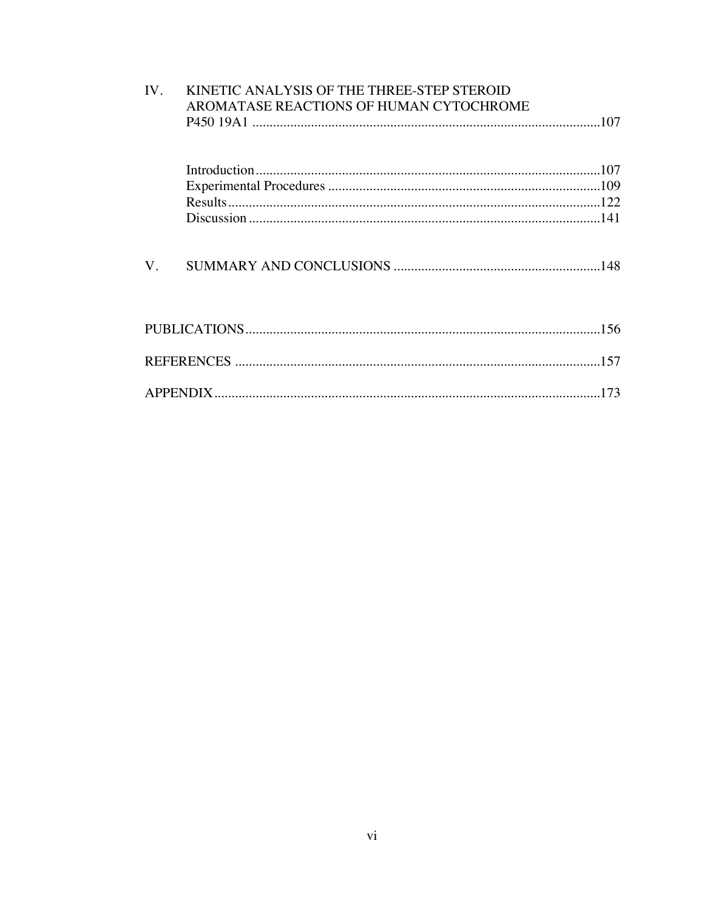IV. KINETIC ANALYSIS OF THE THREE-STEP STEROID AROMATASE REACTIONS OF HUMAN CYTOCHROME P450 19A1 .....107

- Introduction .....107
- Experimental Procedures .....109
- Results .....122
- Discussion .....141

V. SUMMARY AND CONCLUSIONS .....148

PUBLICATIONS .....156

REFERENCES .....157

APPENDIX .....173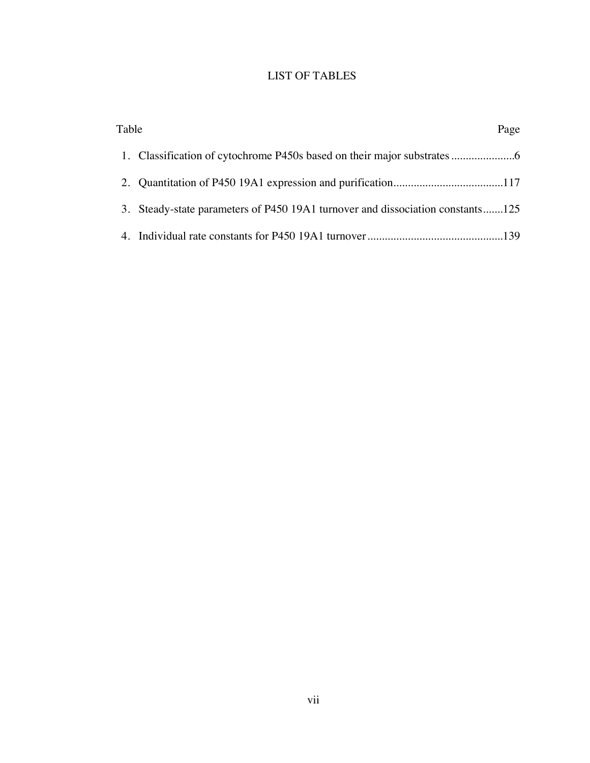# LIST OF TABLES

| Table | Page |
|---|---|
| 1. Classification of cytochrome P450s based on their major substrates | 6 |
| 2. Quantitation of P450 19A1 expression and purification | 117 |
| 3. Steady-state parameters of P450 19A1 turnover and dissociation constants | 125 |
| 4. Individual rate constants for P450 19A1 turnover | 139 |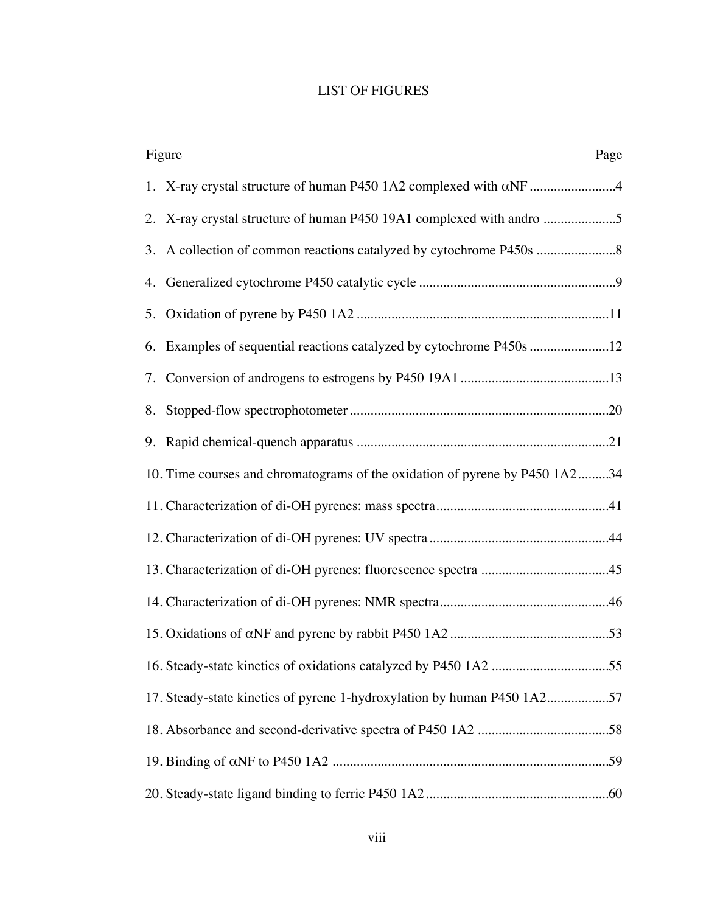# LIST OF FIGURES

| Figure | Page |
|---|---|
| 1. X-ray crystal structure of human P450 1A2 complexed with αNF | 4 |
| 2. X-ray crystal structure of human P450 19A1 complexed with andro | 5 |
| 3. A collection of common reactions catalyzed by cytochrome P450s | 8 |
| 4. Generalized cytochrome P450 catalytic cycle | 9 |
| 5. Oxidation of pyrene by P450 1A2 | 11 |
| 6. Examples of sequential reactions catalyzed by cytochrome P450s | 12 |
| 7. Conversion of androgens to estrogens by P450 19A1 | 13 |
| 8. Stopped-flow spectrophotometer | 20 |
| 9. Rapid chemical-quench apparatus | 21 |
| 10. Time courses and chromatograms of the oxidation of pyrene by P450 1A2 | 34 |
| 11. Characterization of di-OH pyrenes: mass spectra | 41 |
| 12. Characterization of di-OH pyrenes: UV spectra | 44 |
| 13. Characterization of di-OH pyrenes: fluorescence spectra | 45 |
| 14. Characterization of di-OH pyrenes: NMR spectra | 46 |
| 15. Oxidations of αNF and pyrene by rabbit P450 1A2 | 53 |
| 16. Steady-state kinetics of oxidations catalyzed by P450 1A2 | 55 |
| 17. Steady-state kinetics of pyrene 1-hydroxylation by human P450 1A2 | 57 |
| 18. Absorbance and second-derivative spectra of P450 1A2 | 58 |
| 19. Binding of αNF to P450 1A2 | 59 |
| 20. Steady-state ligand binding to ferric P450 1A2 | 60 |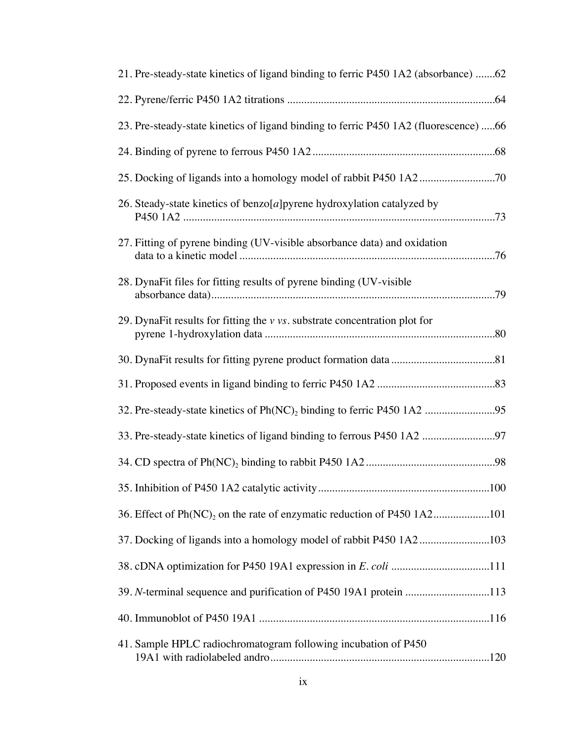21. Pre-steady-state kinetics of ligand binding to ferric P450 1A2 (absorbance) .......62

22. Pyrene/ferric P450 1A2 titrations .........................................................................64

23. Pre-steady-state kinetics of ligand binding to ferric P450 1A2 (fluorescence) .....66

24. Binding of pyrene to ferrous P450 1A2 .................................................................68

25. Docking of ligands into a homology model of rabbit P450 1A2 ...........................70

26. Steady-state kinetics of benzo[*a*]pyrene hydroxylation catalyzed by P450 1A2 ..............................................................................................................73

27. Fitting of pyrene binding (UV-visible absorbance data) and oxidation data to a kinetic model ..........................................................................................76

28. DynaFit files for fitting results of pyrene binding (UV-visible absorbance data)....................................................................................................79

29. DynaFit results for fitting the *v vs*. substrate concentration plot for pyrene 1-hydroxylation data .................................................................................80

30. DynaFit results for fitting pyrene product formation data .....................................81

31. Proposed events in ligand binding to ferric P450 1A2 ..........................................83

32. Pre-steady-state kinetics of $Ph(NC)_2$ binding to ferric P450 1A2 .........................95

33. Pre-steady-state kinetics of ligand binding to ferrous P450 1A2 ..........................97

34. CD spectra of $Ph(NC)_2$ binding to rabbit P450 1A2 ..............................................98

35. Inhibition of P450 1A2 catalytic activity .............................................................100

36. Effect of $Ph(NC)_2$ on the rate of enzymatic reduction of P450 1A2....................101

37. Docking of ligands into a homology model of rabbit P450 1A2 .........................103

38. cDNA optimization for P450 19A1 expression in *E. coli* ...................................111

39. *N*-terminal sequence and purification of P450 19A1 protein ..............................113

40. Immunoblot of P450 19A1 ..................................................................................116

41. Sample HPLC radiochromatogram following incubation of P450 19A1 with radiolabeled andro .............................................................................120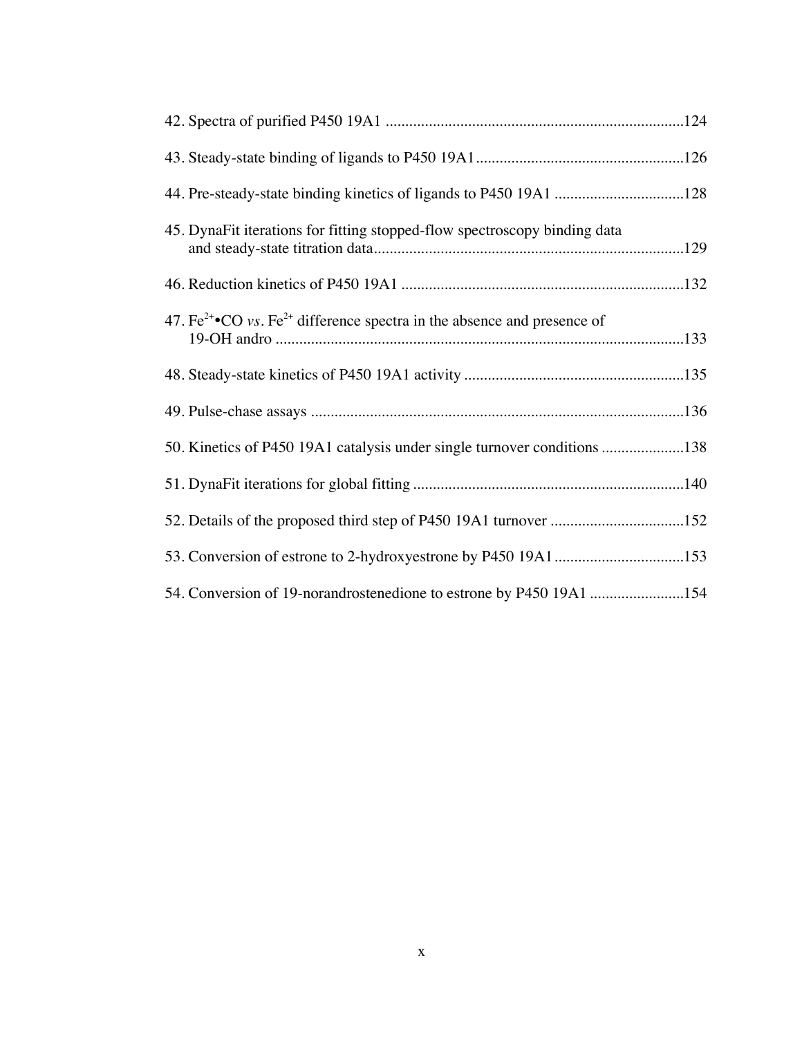42. Spectra of purified P450 19A1 ...........................................................................124

43. Steady-state binding of ligands to P450 19A1.....................................................126

44. Pre-steady-state binding kinetics of ligands to P450 19A1 .................................128

45. DynaFit iterations for fitting stopped-flow spectroscopy binding data and steady-state titration data..............................................................................129

46. Reduction kinetics of P450 19A1 ........................................................................132

47. $Fe^{2+}$•CO *vs*. $Fe^{2+}$ difference spectra in the absence and presence of 19-OH andro ........................................................................................................133

48. Steady-state kinetics of P450 19A1 activity ........................................................135

49. Pulse-chase assays ..............................................................................................136

50. Kinetics of P450 19A1 catalysis under single turnover conditions .....................138

51. DynaFit iterations for global fitting .....................................................................140

52. Details of the proposed third step of P450 19A1 turnover ..................................152

53. Conversion of estrone to 2-hydroxyestrone by P450 19A1 .................................153

54. Conversion of 19-norandrostenedione to estrone by P450 19A1 ........................154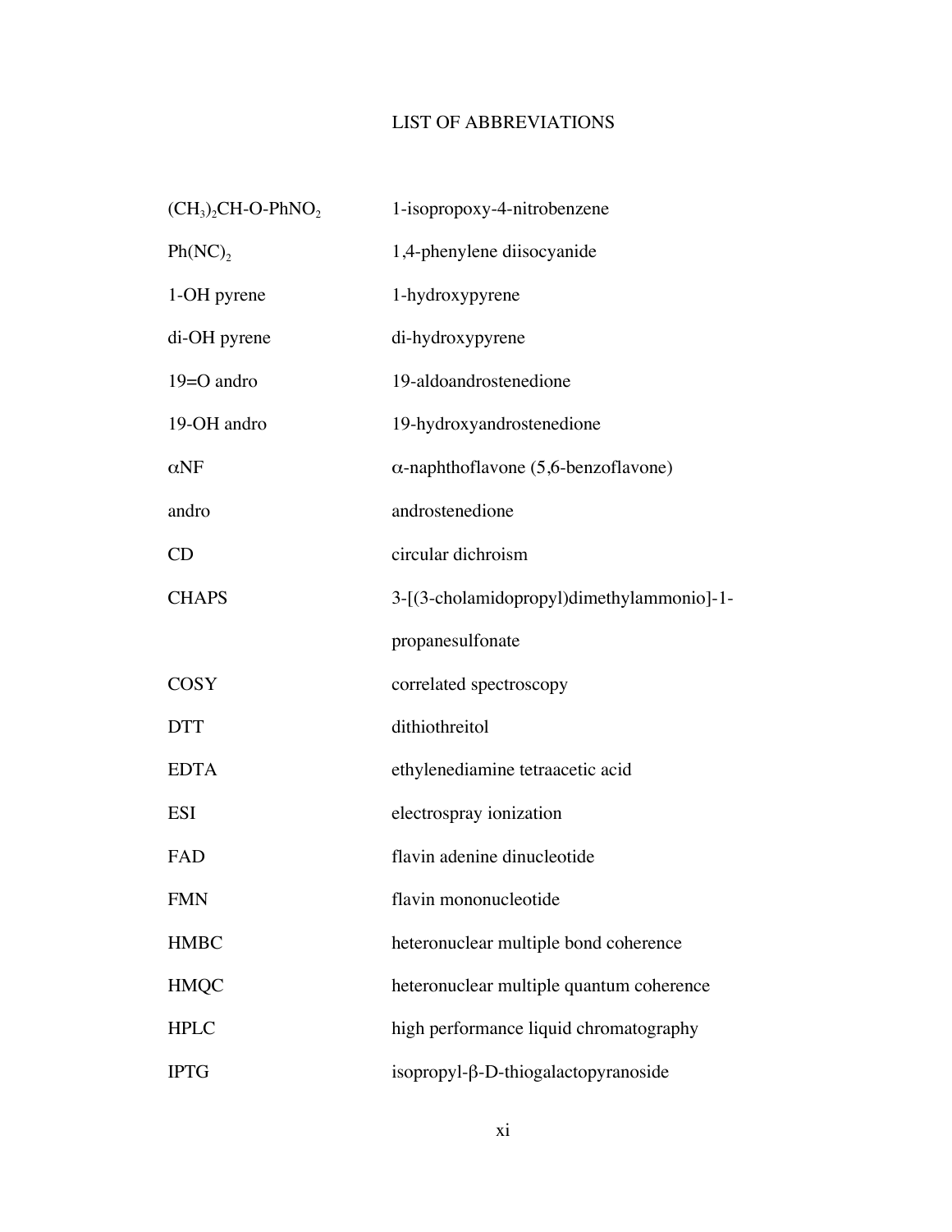# LIST OF ABBREVIATIONS

| | |
|---|---|
| $(CH_3)_2CH$-O-$PhNO_2$ | 1-isopropoxy-4-nitrobenzene |
| $Ph(NC)_2$ | 1,4-phenylene diisocyanide |
| 1-OH pyrene | 1-hydroxypyrene |
| di-OH pyrene | di-hydroxypyrene |
| 19=O andro | 19-aldoandrostenedione |
| 19-OH andro | 19-hydroxyandrostenedione |
| αNF | α-naphthoflavone (5,6-benzoflavone) |
| andro | androstenedione |
| CD | circular dichroism |
| CHAPS | 3-[(3-cholamidopropyl)dimethylammonio]-1-propanesulfonate |
| COSY | correlated spectroscopy |
| DTT | dithiothreitol |
| EDTA | ethylenediamine tetraacetic acid |
| ESI | electrospray ionization |
| FAD | flavin adenine dinucleotide |
| FMN | flavin mononucleotide |
| HMBC | heteronuclear multiple bond coherence |
| HMQC | heteronuclear multiple quantum coherence |
| HPLC | high performance liquid chromatography |
| IPTG | isopropyl-β-D-thiogalactopyranoside |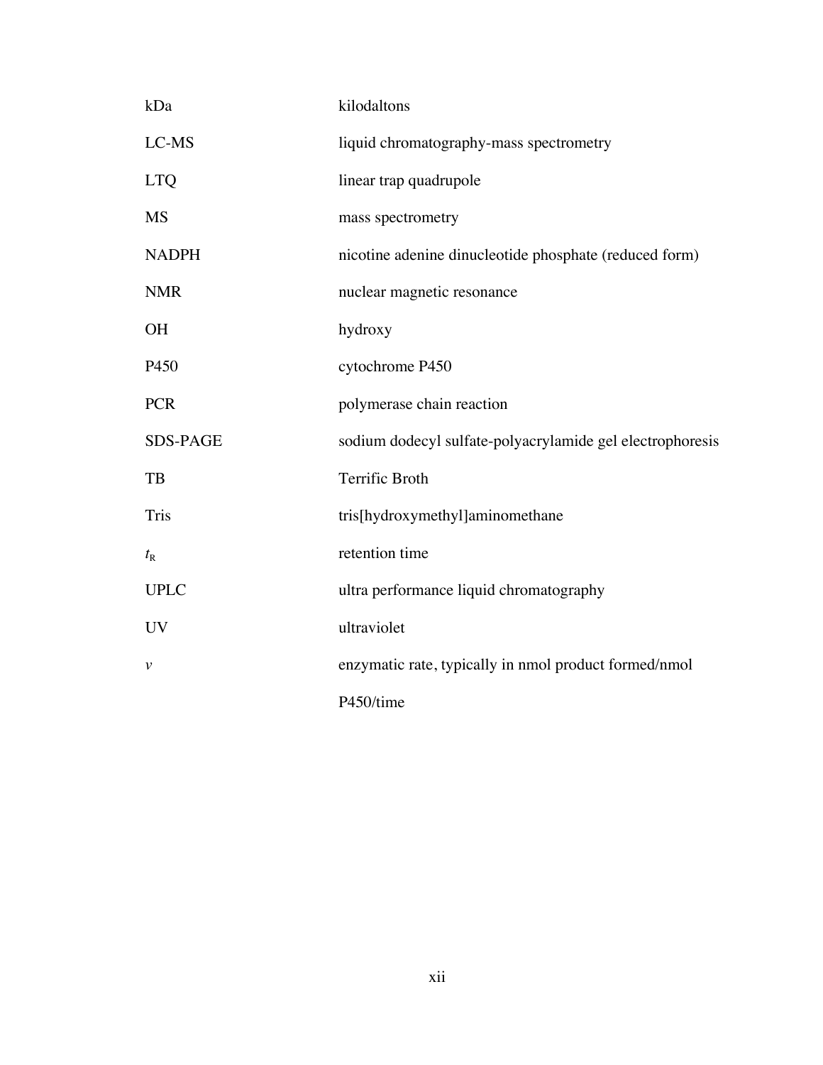| | |
|---|---|
| kDa | kilodaltons |
| LC-MS | liquid chromatography-mass spectrometry |
| LTQ | linear trap quadrupole |
| MS | mass spectrometry |
| NADPH | nicotine adenine dinucleotide phosphate (reduced form) |
| NMR | nuclear magnetic resonance |
| OH | hydroxy |
| P450 | cytochrome P450 |
| PCR | polymerase chain reaction |
| SDS-PAGE | sodium dodecyl sulfate-polyacrylamide gel electrophoresis |
| TB | Terrific Broth |
| Tris | tris[hydroxymethyl]aminomethane |
| $t_R$ | retention time |
| UPLC | ultra performance liquid chromatography |
| UV | ultraviolet |
| $v$ | enzymatic rate, typically in nmol product formed/nmol P450/time |